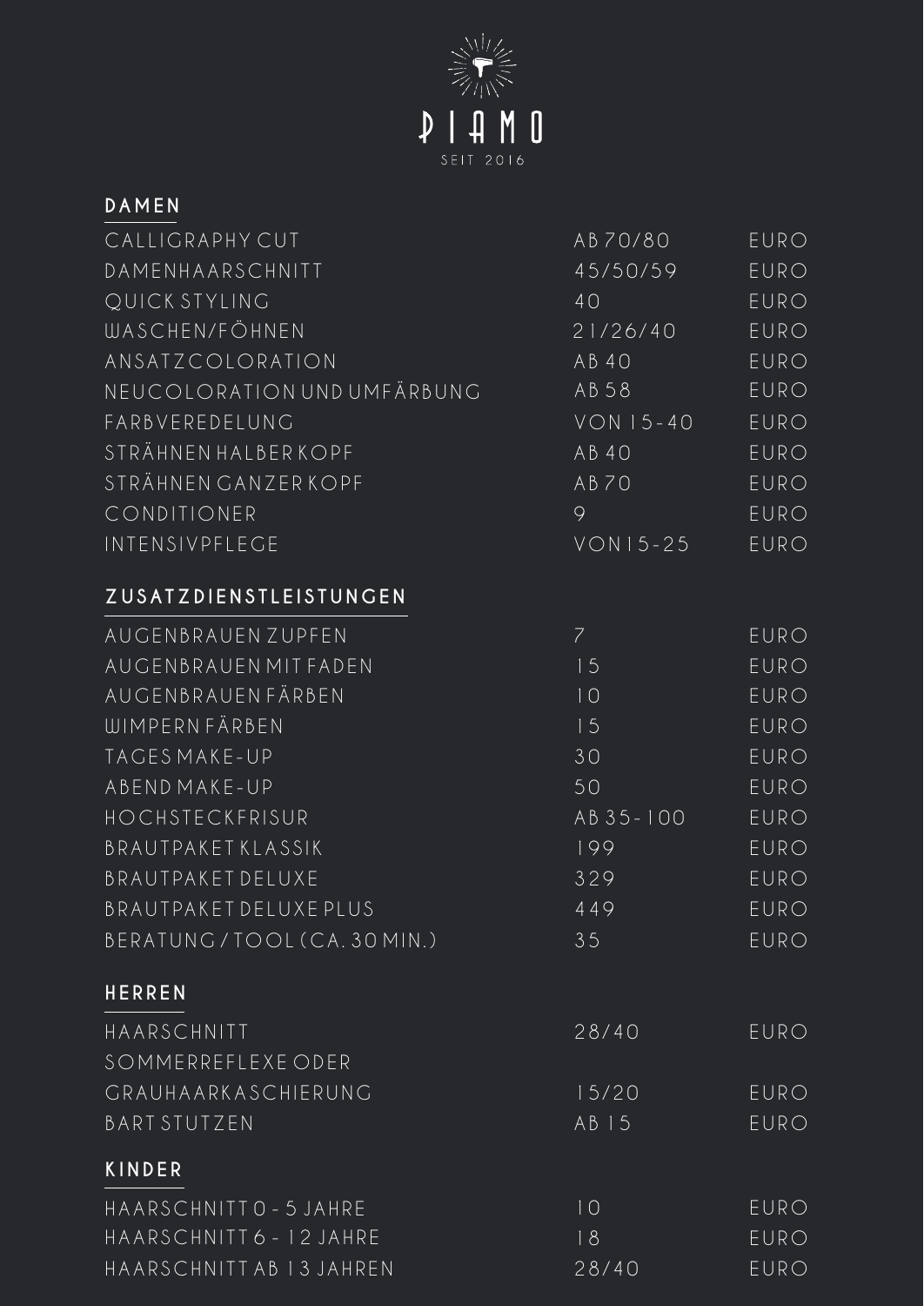# PIAMO

SEIT 2016

## DAMEN

| | | |
|---|---|---|
| CALLIGRAPHY CUT | AB 70/80 | EURO |
| DAMENHAARSCHNITT | 45/50/59 | EURO |
| QUICK STYLING | 40 | EURO |
| WASCHEN/FÖHNEN | 21/26/40 | EURO |
| ANSATZCOLORATION | AB 40 | EURO |
| NEUCOLORATION UND UMFÄRBUNG | AB 58 | EURO |
| FARBVEREDELUNG | VON 15-40 | EURO |
| STRÄHNEN HALBER KOPF | AB 40 | EURO |
| STRÄHNEN GANZER KOPF | AB 70 | EURO |
| CONDITIONER | 9 | EURO |
| INTENSIVPFLEGE | VON 15-25 | EURO |

## ZUSATZDIENSTLEISTUNGEN

| | | |
|---|---|---|
| AUGENBRAUEN ZUPFEN | 7 | EURO |
| AUGENBRAUEN MIT FADEN | 15 | EURO |
| AUGENBRAUEN FÄRBEN | 10 | EURO |
| WIMPERN FÄRBEN | 15 | EURO |
| TAGES MAKE-UP | 30 | EURO |
| ABEND MAKE-UP | 50 | EURO |
| HOCHSTECKFRISUR | AB 35-100 | EURO |
| BRAUTPAKET KLASSIK | 199 | EURO |
| BRAUTPAKET DELUXE | 329 | EURO |
| BRAUTPAKET DELUXE PLUS | 449 | EURO |
| BERATUNG / TOOL (CA. 30 MIN.) | 35 | EURO |

## HERREN

| | | |
|---|---|---|
| HAARSCHNITT | 28/40 | EURO |
| SOMMERREFLEXE ODER GRAUHAARKASCHIERUNG | 15/20 | EURO |
| BART STUTZEN | AB 15 | EURO |

## KINDER

| | | |
|---|---|---|
| HAARSCHNITT 0 - 5 JAHRE | 10 | EURO |
| HAARSCHNITT 6 - 12 JAHRE | 18 | EURO |
| HAARSCHNITT AB 13 JAHREN | 28/40 | EURO |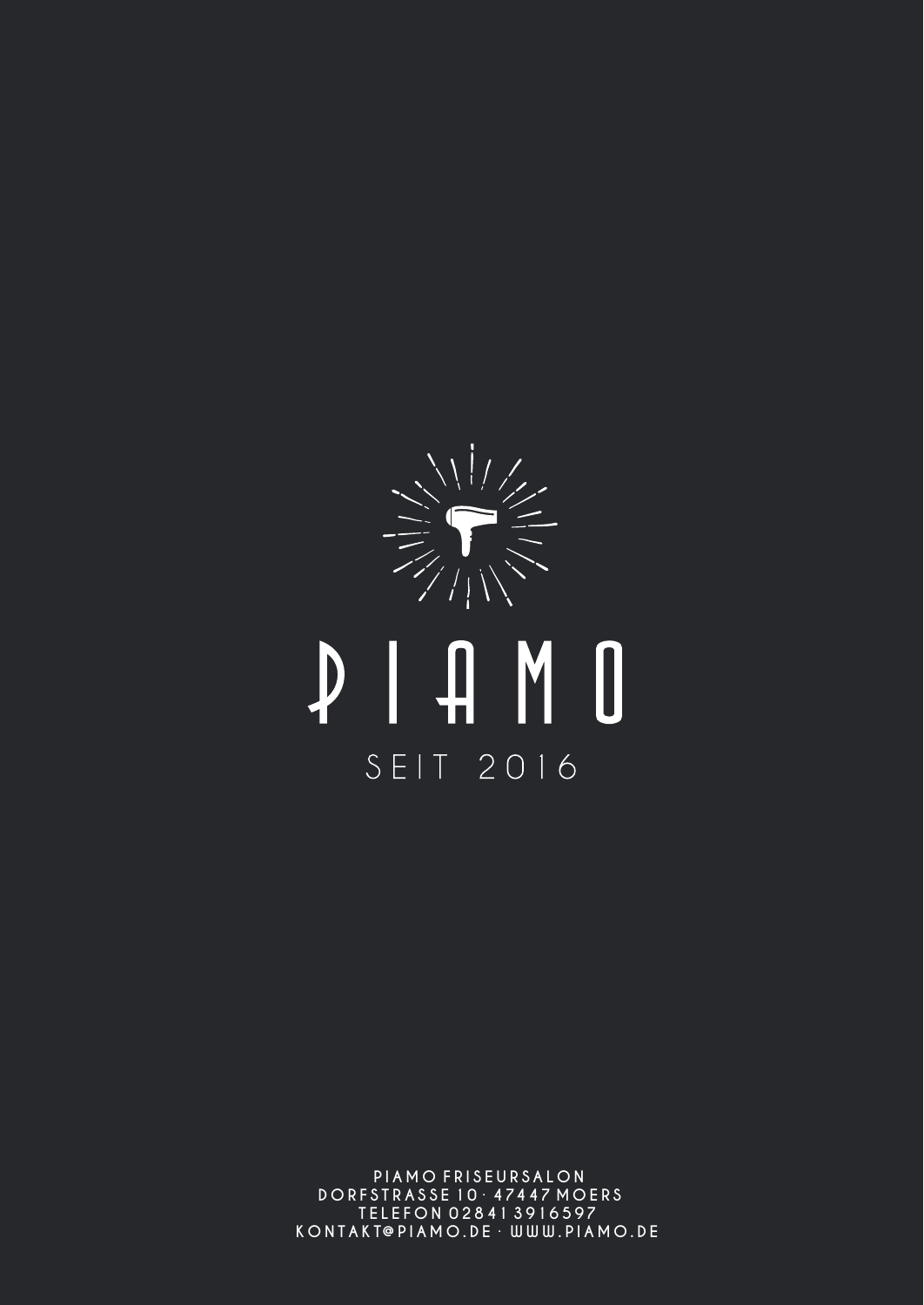# PIAMO

SEIT 2016

PIAMO FRISEURSALON
DORFSTRASSE 10 · 47447 MOERS
TELEFON 02841 3916597
KONTAKT@PIAMO.DE · WWW.PIAMO.DE